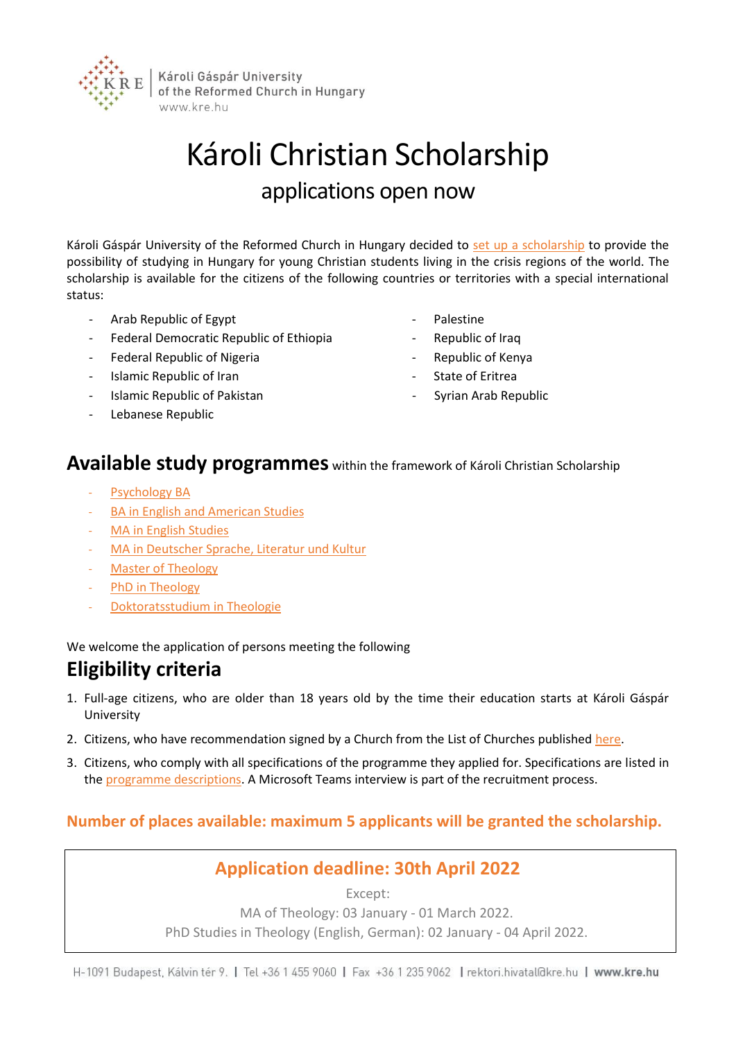Károli Gáspár University of the Reformed Church in Hungary
www.kre.hu

# Károli Christian Scholarship

## applications open now

Károli Gáspár University of the Reformed Church in Hungary decided to set up a scholarship to provide the possibility of studying in Hungary for young Christian students living in the crisis regions of the world. The scholarship is available for the citizens of the following countries or territories with a special international status:

- Arab Republic of Egypt
- Federal Democratic Republic of Ethiopia
- Federal Republic of Nigeria
- Islamic Republic of Iran
- Islamic Republic of Pakistan
- Lebanese Republic
- Palestine
- Republic of Iraq
- Republic of Kenya
- State of Eritrea
- Syrian Arab Republic

## Available study programmes within the framework of Károli Christian Scholarship

- Psychology BA
- BA in English and American Studies
- MA in English Studies
- MA in Deutscher Sprache, Literatur und Kultur
- Master of Theology
- PhD in Theology
- Doktoratsstudium in Theologie

We welcome the application of persons meeting the following

## Eligibility criteria

1. Full-age citizens, who are older than 18 years old by the time their education starts at Károli Gáspár University
2. Citizens, who have recommendation signed by a Church from the List of Churches published here.
3. Citizens, who comply with all specifications of the programme they applied for. Specifications are listed in the programme descriptions. A Microsoft Teams interview is part of the recruitment process.

**Number of places available: maximum 5 applicants will be granted the scholarship.**

**Application deadline: 30th April 2022**

Except:
MA of Theology: 03 January - 01 March 2022.
PhD Studies in Theology (English, German): 02 January - 04 April 2022.

H-1091 Budapest, Kálvin tér 9. | Tel +36 1 455 9060 | Fax +36 1 235 9062 | rektori.hivatal@kre.hu | www.kre.hu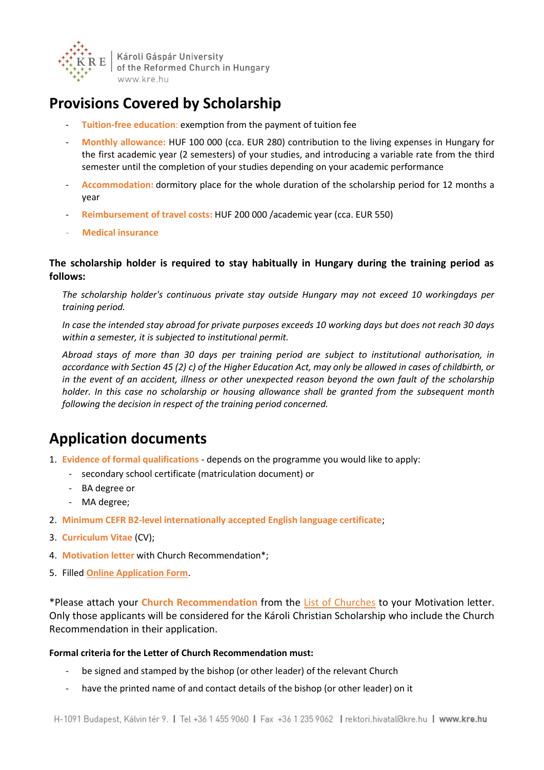## Provisions Covered by Scholarship

- **Tuition-free education**: exemption from the payment of tuition fee
- **Monthly allowance:** HUF 100 000 (cca. EUR 280) contribution to the living expenses in Hungary for the first academic year (2 semesters) of your studies, and introducing a variable rate from the third semester until the completion of your studies depending on your academic performance
- **Accommodation:** dormitory place for the whole duration of the scholarship period for 12 months a year
- **Reimbursement of travel costs:** HUF 200 000 /academic year (cca. EUR 550)
- **Medical insurance**

**The scholarship holder is required to stay habitually in Hungary during the training period as follows:**

*The scholarship holder's continuous private stay outside Hungary may not exceed 10 workingdays per training period.*

*In case the intended stay abroad for private purposes exceeds 10 working days but does not reach 30 days within a semester, it is subjected to institutional permit.*

*Abroad stays of more than 30 days per training period are subject to institutional authorisation, in accordance with Section 45 (2) c) of the Higher Education Act, may only be allowed in cases of childbirth, or in the event of an accident, illness or other unexpected reason beyond the own fault of the scholarship holder. In this case no scholarship or housing allowance shall be granted from the subsequent month following the decision in respect of the training period concerned.*

## Application documents

1. **Evidence of formal qualifications** - depends on the programme you would like to apply:
   - secondary school certificate (matriculation document) or
   - BA degree or
   - MA degree;
2. **Minimum CEFR B2-level internationally accepted English language certificate**;
3. **Curriculum Vitae** (CV);
4. **Motivation letter** with Church Recommendation*;
5. Filled **Online Application Form**.

*Please attach your **Church Recommendation** from the List of Churches to your Motivation letter. Only those applicants will be considered for the Károli Christian Scholarship who include the Church Recommendation in their application.

**Formal criteria for the Letter of Church Recommendation must:**

- be signed and stamped by the bishop (or other leader) of the relevant Church
- have the printed name of and contact details of the bishop (or other leader) on it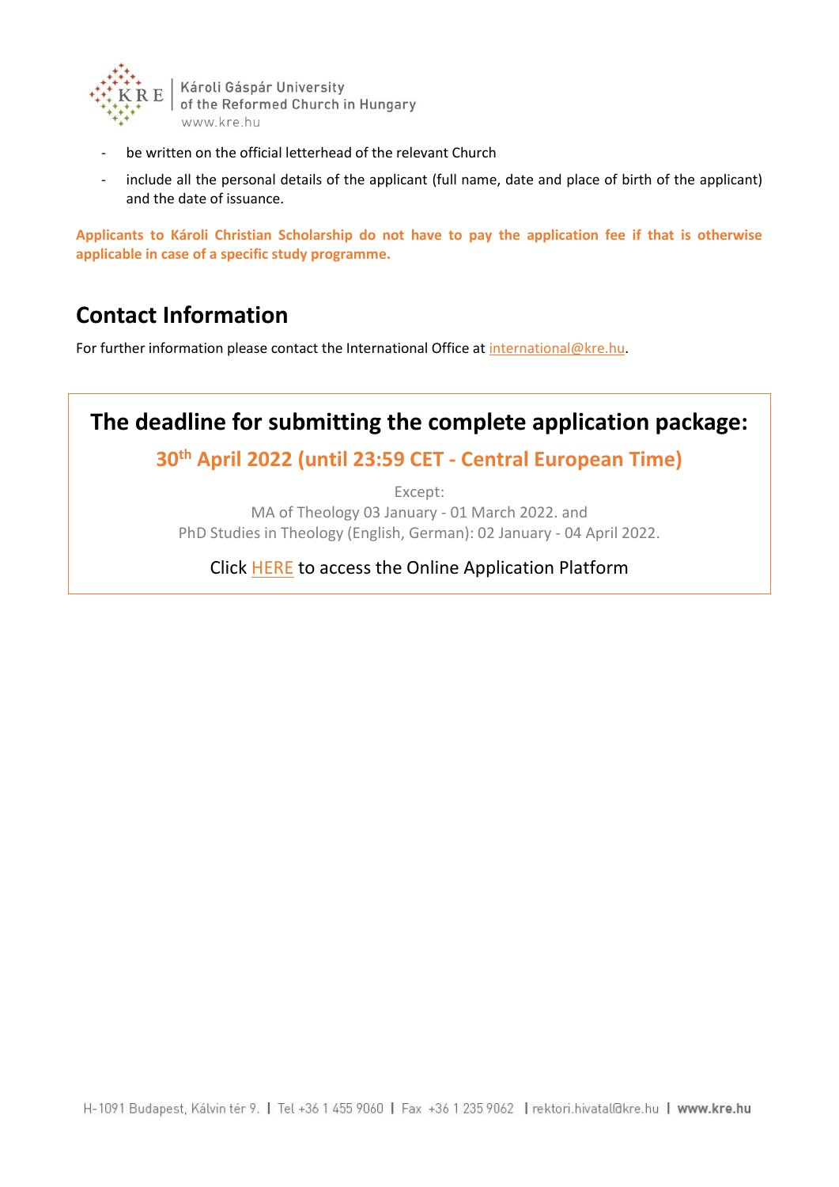- be written on the official letterhead of the relevant Church
- include all the personal details of the applicant (full name, date and place of birth of the applicant) and the date of issuance.

**Applicants to Károli Christian Scholarship do not have to pay the application fee if that is otherwise applicable in case of a specific study programme.**

## Contact Information

For further information please contact the International Office at international@kre.hu.

## The deadline for submitting the complete application package:

**30th April 2022 (until 23:59 CET - Central European Time)**

Except:
MA of Theology 03 January - 01 March 2022. and
PhD Studies in Theology (English, German): 02 January - 04 April 2022.

Click HERE to access the Online Application Platform